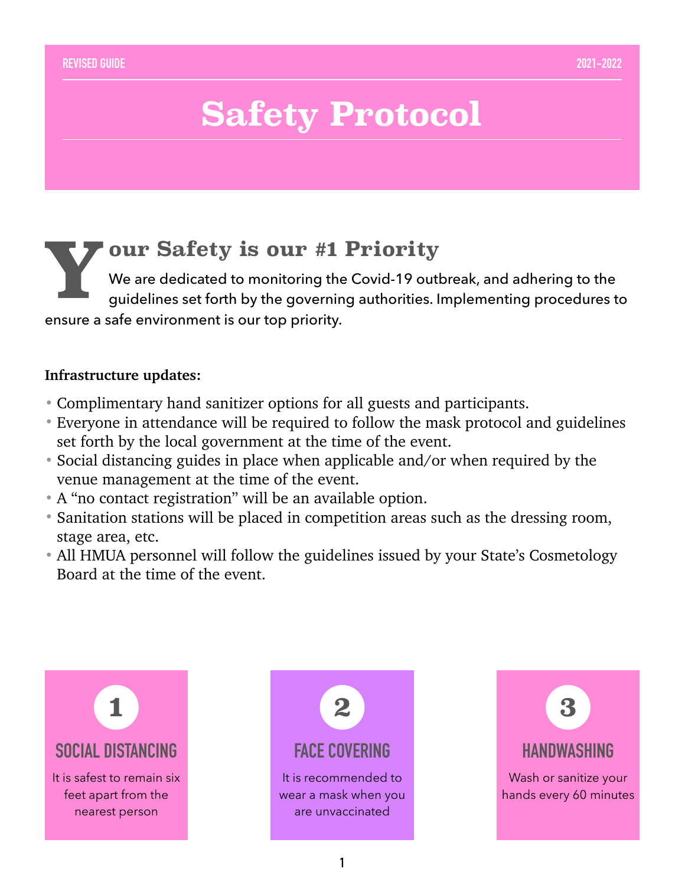REVISED GUIDE 2021-2022

# Safety Protocol

## Your Safety is our #1 Priority

We are dedicated to monitoring the Covid-19 outbreak, and adhering to the guidelines set forth by the governing authorities. Implementing procedures to ensure a safe environment is our top priority.

**Infrastructure updates:**

- Complimentary hand sanitizer options for all guests and participants.
- Everyone in attendance will be required to follow the mask protocol and guidelines set forth by the local government at the time of the event.
- Social distancing guides in place when applicable and/or when required by the venue management at the time of the event.
- A "no contact registration" will be an available option.
- Sanitation stations will be placed in competition areas such as the dressing room, stage area, etc.
- All HMUA personnel will follow the guidelines issued by your State's Cosmetology Board at the time of the event.

### 1 SOCIAL DISTANCING

It is safest to remain six feet apart from the nearest person

### 2 FACE COVERING

It is recommended to wear a mask when you are unvaccinated

### 3 HANDWASHING

Wash or sanitize your hands every 60 minutes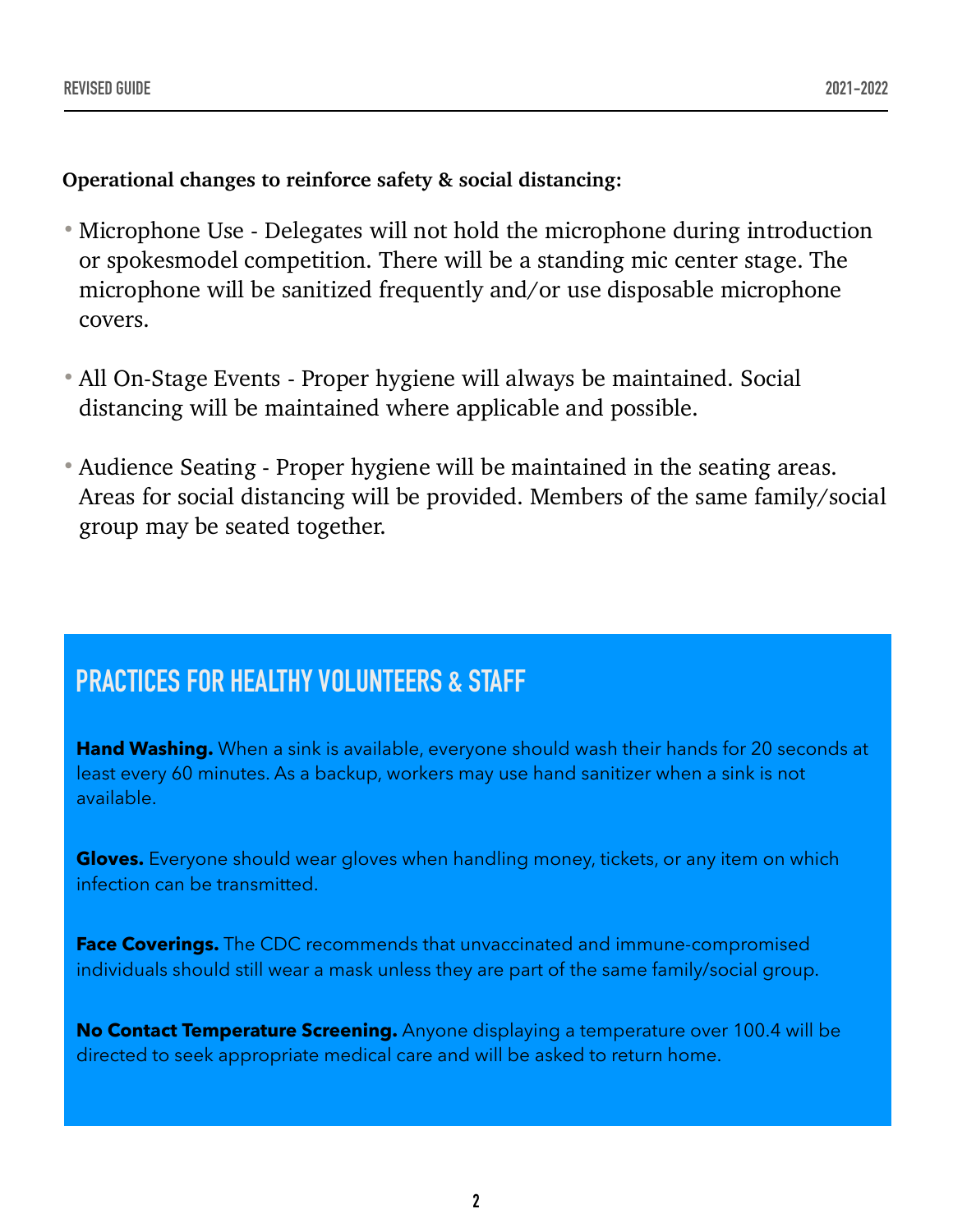**Operational changes to reinforce safety & social distancing:**

- Microphone Use - Delegates will not hold the microphone during introduction or spokesmodel competition. There will be a standing mic center stage. The microphone will be sanitized frequently and/or use disposable microphone covers.
- All On-Stage Events - Proper hygiene will always be maintained. Social distancing will be maintained where applicable and possible.
- Audience Seating - Proper hygiene will be maintained in the seating areas. Areas for social distancing will be provided. Members of the same family/social group may be seated together.

## PRACTICES FOR HEALTHY VOLUNTEERS & STAFF

**Hand Washing.** When a sink is available, everyone should wash their hands for 20 seconds at least every 60 minutes. As a backup, workers may use hand sanitizer when a sink is not available.

**Gloves.** Everyone should wear gloves when handling money, tickets, or any item on which infection can be transmitted.

**Face Coverings.** The CDC recommends that unvaccinated and immune-compromised individuals should still wear a mask unless they are part of the same family/social group.

**No Contact Temperature Screening.** Anyone displaying a temperature over 100.4 will be directed to seek appropriate medical care and will be asked to return home.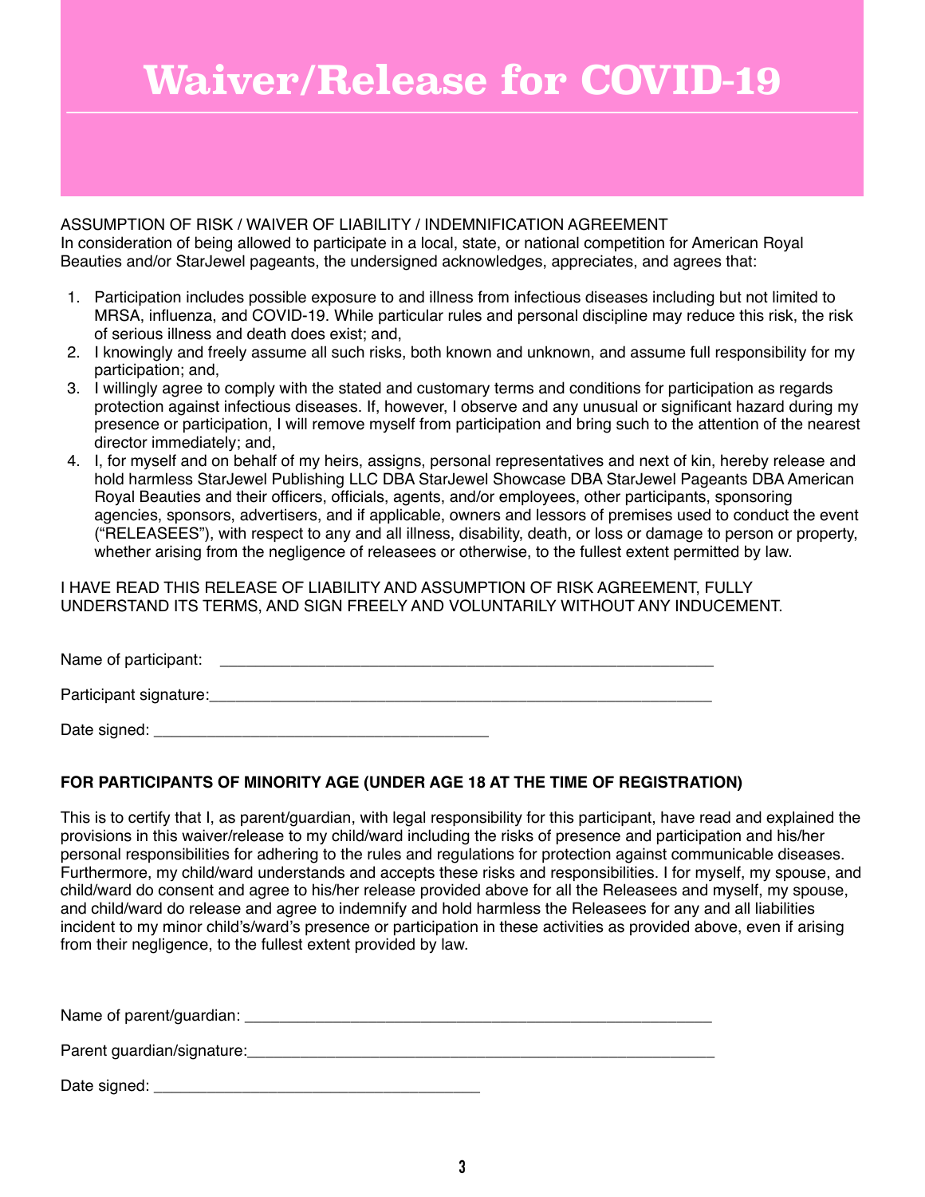# Waiver/Release for COVID-19

ASSUMPTION OF RISK / WAIVER OF LIABILITY / INDEMNIFICATION AGREEMENT
In consideration of being allowed to participate in a local, state, or national competition for American Royal Beauties and/or StarJewel pageants, the undersigned acknowledges, appreciates, and agrees that:

1. Participation includes possible exposure to and illness from infectious diseases including but not limited to MRSA, influenza, and COVID-19. While particular rules and personal discipline may reduce this risk, the risk of serious illness and death does exist; and,
2. I knowingly and freely assume all such risks, both known and unknown, and assume full responsibility for my participation; and,
3. I willingly agree to comply with the stated and customary terms and conditions for participation as regards protection against infectious diseases. If, however, I observe and any unusual or significant hazard during my presence or participation, I will remove myself from participation and bring such to the attention of the nearest director immediately; and,
4. I, for myself and on behalf of my heirs, assigns, personal representatives and next of kin, hereby release and hold harmless StarJewel Publishing LLC DBA StarJewel Showcase DBA StarJewel Pageants DBA American Royal Beauties and their officers, officials, agents, and/or employees, other participants, sponsoring agencies, sponsors, advertisers, and if applicable, owners and lessors of premises used to conduct the event ("RELEASEES"), with respect to any and all illness, disability, death, or loss or damage to person or property, whether arising from the negligence of releasees or otherwise, to the fullest extent permitted by law.

I HAVE READ THIS RELEASE OF LIABILITY AND ASSUMPTION OF RISK AGREEMENT, FULLY UNDERSTAND ITS TERMS, AND SIGN FREELY AND VOLUNTARILY WITHOUT ANY INDUCEMENT.

Name of participant: ____________________________________________________________

Participant signature:____________________________________________________________

Date signed: ________________________________________

**FOR PARTICIPANTS OF MINORITY AGE (UNDER AGE 18 AT THE TIME OF REGISTRATION)**

This is to certify that I, as parent/guardian, with legal responsibility for this participant, have read and explained the provisions in this waiver/release to my child/ward including the risks of presence and participation and his/her personal responsibilities for adhering to the rules and regulations for protection against communicable diseases. Furthermore, my child/ward understands and accepts these risks and responsibilities. I for myself, my spouse, and child/ward do consent and agree to his/her release provided above for all the Releasees and myself, my spouse, and child/ward do release and agree to indemnify and hold harmless the Releasees for any and all liabilities incident to my minor child's/ward's presence or participation in these activities as provided above, even if arising from their negligence, to the fullest extent provided by law.

Name of parent/guardian: ________________________________________________________

Parent guardian/signature:________________________________________________________

Date signed: _______________________________________